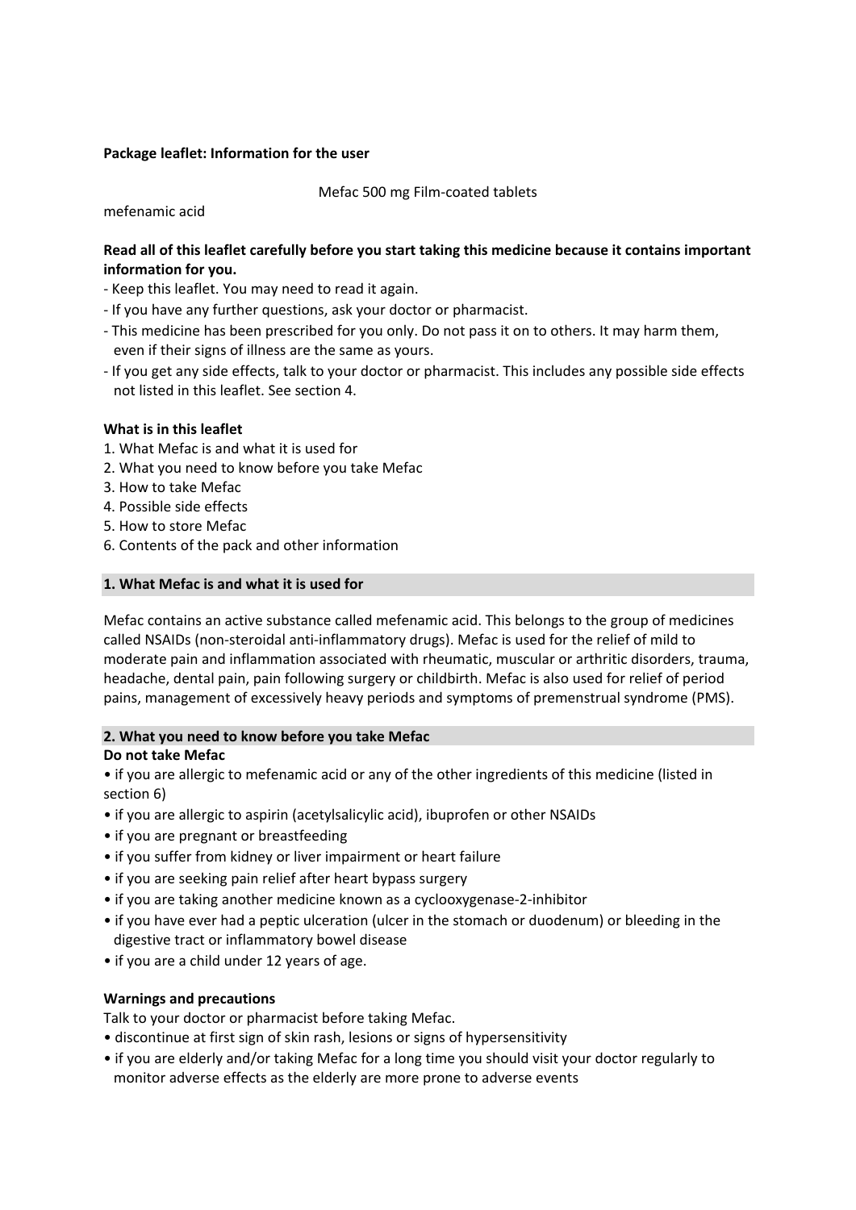**Package leaflet: Information for the user**

Mefac 500 mg Film-coated tablets

mefenamic acid

**Read all of this leaflet carefully before you start taking this medicine because it contains important information for you.**

- Keep this leaflet. You may need to read it again.
- If you have any further questions, ask your doctor or pharmacist.
- This medicine has been prescribed for you only. Do not pass it on to others. It may harm them, even if their signs of illness are the same as yours.
- If you get any side effects, talk to your doctor or pharmacist. This includes any possible side effects not listed in this leaflet. See section 4.

**What is in this leaflet**

1. What Mefac is and what it is used for
2. What you need to know before you take Mefac
3. How to take Mefac
4. Possible side effects
5. How to store Mefac
6. Contents of the pack and other information

## 1. What Mefac is and what it is used for

Mefac contains an active substance called mefenamic acid. This belongs to the group of medicines called NSAIDs (non-steroidal anti-inflammatory drugs). Mefac is used for the relief of mild to moderate pain and inflammation associated with rheumatic, muscular or arthritic disorders, trauma, headache, dental pain, pain following surgery or childbirth. Mefac is also used for relief of period pains, management of excessively heavy periods and symptoms of premenstrual syndrome (PMS).

## 2. What you need to know before you take Mefac

**Do not take Mefac**

- if you are allergic to mefenamic acid or any of the other ingredients of this medicine (listed in section 6)
- if you are allergic to aspirin (acetylsalicylic acid), ibuprofen or other NSAIDs
- if you are pregnant or breastfeeding
- if you suffer from kidney or liver impairment or heart failure
- if you are seeking pain relief after heart bypass surgery
- if you are taking another medicine known as a cyclooxygenase-2-inhibitor
- if you have ever had a peptic ulceration (ulcer in the stomach or duodenum) or bleeding in the digestive tract or inflammatory bowel disease
- if you are a child under 12 years of age.

**Warnings and precautions**

Talk to your doctor or pharmacist before taking Mefac.

- discontinue at first sign of skin rash, lesions or signs of hypersensitivity
- if you are elderly and/or taking Mefac for a long time you should visit your doctor regularly to monitor adverse effects as the elderly are more prone to adverse events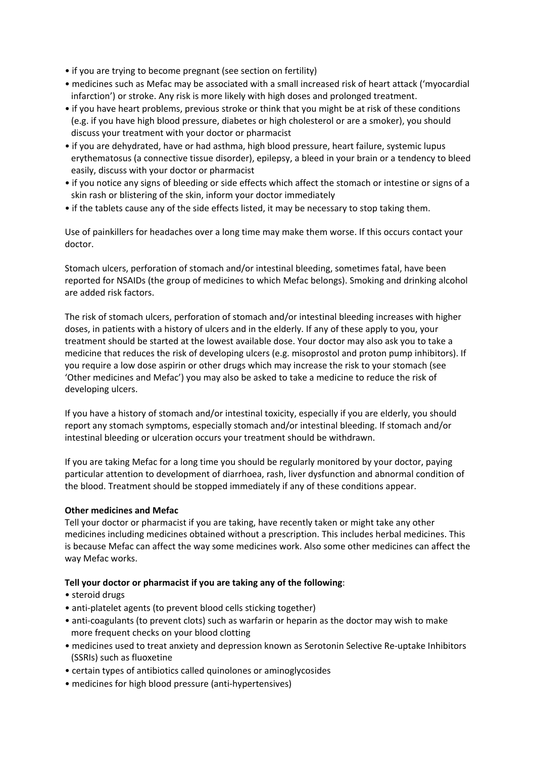- if you are trying to become pregnant (see section on fertility)
- medicines such as Mefac may be associated with a small increased risk of heart attack ('myocardial infarction') or stroke. Any risk is more likely with high doses and prolonged treatment.
- if you have heart problems, previous stroke or think that you might be at risk of these conditions (e.g. if you have high blood pressure, diabetes or high cholesterol or are a smoker), you should discuss your treatment with your doctor or pharmacist
- if you are dehydrated, have or had asthma, high blood pressure, heart failure, systemic lupus erythematosus (a connective tissue disorder), epilepsy, a bleed in your brain or a tendency to bleed easily, discuss with your doctor or pharmacist
- if you notice any signs of bleeding or side effects which affect the stomach or intestine or signs of a skin rash or blistering of the skin, inform your doctor immediately
- if the tablets cause any of the side effects listed, it may be necessary to stop taking them.

Use of painkillers for headaches over a long time may make them worse. If this occurs contact your doctor.

Stomach ulcers, perforation of stomach and/or intestinal bleeding, sometimes fatal, have been reported for NSAIDs (the group of medicines to which Mefac belongs). Smoking and drinking alcohol are added risk factors.

The risk of stomach ulcers, perforation of stomach and/or intestinal bleeding increases with higher doses, in patients with a history of ulcers and in the elderly. If any of these apply to you, your treatment should be started at the lowest available dose. Your doctor may also ask you to take a medicine that reduces the risk of developing ulcers (e.g. misoprostol and proton pump inhibitors). If you require a low dose aspirin or other drugs which may increase the risk to your stomach (see 'Other medicines and Mefac') you may also be asked to take a medicine to reduce the risk of developing ulcers.

If you have a history of stomach and/or intestinal toxicity, especially if you are elderly, you should report any stomach symptoms, especially stomach and/or intestinal bleeding. If stomach and/or intestinal bleeding or ulceration occurs your treatment should be withdrawn.

If you are taking Mefac for a long time you should be regularly monitored by your doctor, paying particular attention to development of diarrhoea, rash, liver dysfunction and abnormal condition of the blood. Treatment should be stopped immediately if any of these conditions appear.

**Other medicines and Mefac**

Tell your doctor or pharmacist if you are taking, have recently taken or might take any other medicines including medicines obtained without a prescription. This includes herbal medicines. This is because Mefac can affect the way some medicines work. Also some other medicines can affect the way Mefac works.

**Tell your doctor or pharmacist if you are taking any of the following**:

- steroid drugs
- anti-platelet agents (to prevent blood cells sticking together)
- anti-coagulants (to prevent clots) such as warfarin or heparin as the doctor may wish to make more frequent checks on your blood clotting
- medicines used to treat anxiety and depression known as Serotonin Selective Re-uptake Inhibitors (SSRIs) such as fluoxetine
- certain types of antibiotics called quinolones or aminoglycosides
- medicines for high blood pressure (anti-hypertensives)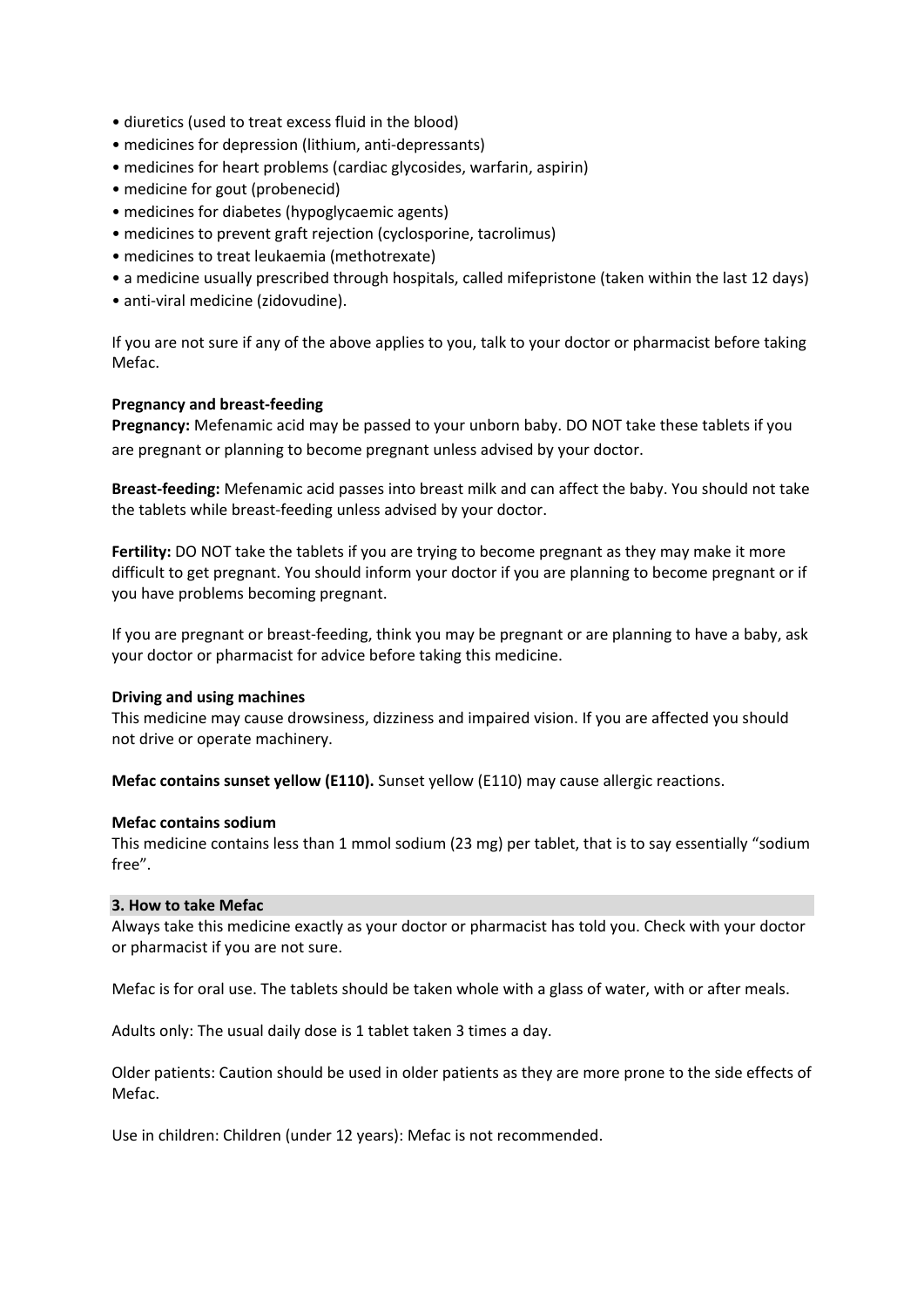- diuretics (used to treat excess fluid in the blood)
- medicines for depression (lithium, anti-depressants)
- medicines for heart problems (cardiac glycosides, warfarin, aspirin)
- medicine for gout (probenecid)
- medicines for diabetes (hypoglycaemic agents)
- medicines to prevent graft rejection (cyclosporine, tacrolimus)
- medicines to treat leukaemia (methotrexate)
- a medicine usually prescribed through hospitals, called mifepristone (taken within the last 12 days)
- anti-viral medicine (zidovudine).

If you are not sure if any of the above applies to you, talk to your doctor or pharmacist before taking Mefac.

**Pregnancy and breast-feeding**

**Pregnancy:** Mefenamic acid may be passed to your unborn baby. DO NOT take these tablets if you are pregnant or planning to become pregnant unless advised by your doctor.

**Breast-feeding:** Mefenamic acid passes into breast milk and can affect the baby. You should not take the tablets while breast-feeding unless advised by your doctor.

**Fertility:** DO NOT take the tablets if you are trying to become pregnant as they may make it more difficult to get pregnant. You should inform your doctor if you are planning to become pregnant or if you have problems becoming pregnant.

If you are pregnant or breast-feeding, think you may be pregnant or are planning to have a baby, ask your doctor or pharmacist for advice before taking this medicine.

**Driving and using machines**

This medicine may cause drowsiness, dizziness and impaired vision. If you are affected you should not drive or operate machinery.

**Mefac contains sunset yellow (E110).** Sunset yellow (E110) may cause allergic reactions.

**Mefac contains sodium**

This medicine contains less than 1 mmol sodium (23 mg) per tablet, that is to say essentially "sodium free".

## 3. How to take Mefac

Always take this medicine exactly as your doctor or pharmacist has told you. Check with your doctor or pharmacist if you are not sure.

Mefac is for oral use. The tablets should be taken whole with a glass of water, with or after meals.

Adults only: The usual daily dose is 1 tablet taken 3 times a day.

Older patients: Caution should be used in older patients as they are more prone to the side effects of Mefac.

Use in children: Children (under 12 years): Mefac is not recommended.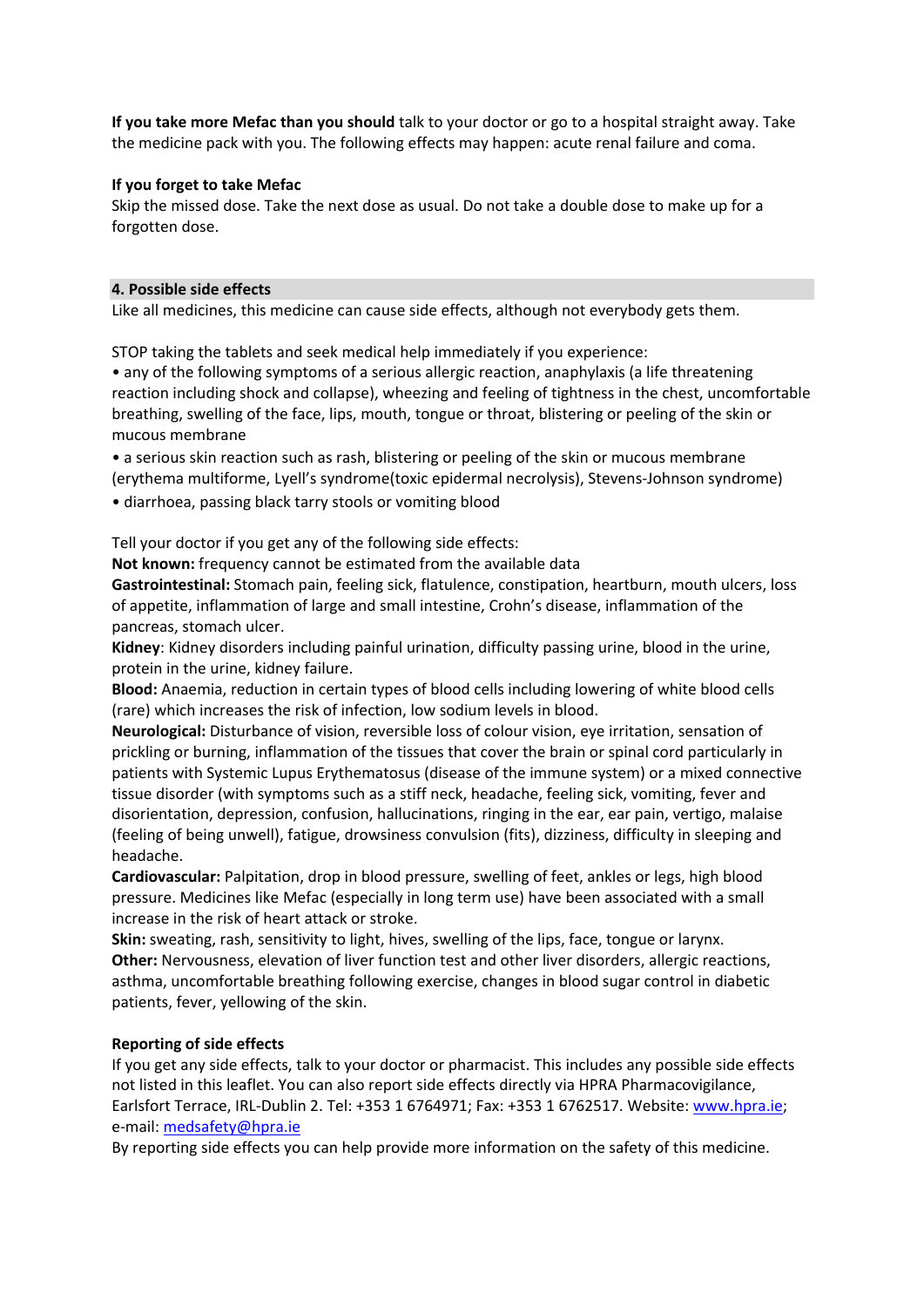**If you take more Mefac than you should** talk to your doctor or go to a hospital straight away. Take the medicine pack with you. The following effects may happen: acute renal failure and coma.

**If you forget to take Mefac**

Skip the missed dose. Take the next dose as usual. Do not take a double dose to make up for a forgotten dose.

## 4. Possible side effects

Like all medicines, this medicine can cause side effects, although not everybody gets them.

STOP taking the tablets and seek medical help immediately if you experience:

- any of the following symptoms of a serious allergic reaction, anaphylaxis (a life threatening reaction including shock and collapse), wheezing and feeling of tightness in the chest, uncomfortable breathing, swelling of the face, lips, mouth, tongue or throat, blistering or peeling of the skin or mucous membrane
- a serious skin reaction such as rash, blistering or peeling of the skin or mucous membrane (erythema multiforme, Lyell's syndrome(toxic epidermal necrolysis), Stevens-Johnson syndrome)
- diarrhoea, passing black tarry stools or vomiting blood

Tell your doctor if you get any of the following side effects:

**Not known:** frequency cannot be estimated from the available data

**Gastrointestinal:** Stomach pain, feeling sick, flatulence, constipation, heartburn, mouth ulcers, loss of appetite, inflammation of large and small intestine, Crohn's disease, inflammation of the pancreas, stomach ulcer.

**Kidney**: Kidney disorders including painful urination, difficulty passing urine, blood in the urine, protein in the urine, kidney failure.

**Blood:** Anaemia, reduction in certain types of blood cells including lowering of white blood cells (rare) which increases the risk of infection, low sodium levels in blood.

**Neurological:** Disturbance of vision, reversible loss of colour vision, eye irritation, sensation of prickling or burning, inflammation of the tissues that cover the brain or spinal cord particularly in patients with Systemic Lupus Erythematosus (disease of the immune system) or a mixed connective tissue disorder (with symptoms such as a stiff neck, headache, feeling sick, vomiting, fever and disorientation, depression, confusion, hallucinations, ringing in the ear, ear pain, vertigo, malaise (feeling of being unwell), fatigue, drowsiness convulsion (fits), dizziness, difficulty in sleeping and headache.

**Cardiovascular:** Palpitation, drop in blood pressure, swelling of feet, ankles or legs, high blood pressure. Medicines like Mefac (especially in long term use) have been associated with a small increase in the risk of heart attack or stroke.

**Skin:** sweating, rash, sensitivity to light, hives, swelling of the lips, face, tongue or larynx.

**Other:** Nervousness, elevation of liver function test and other liver disorders, allergic reactions, asthma, uncomfortable breathing following exercise, changes in blood sugar control in diabetic patients, fever, yellowing of the skin.

**Reporting of side effects**

If you get any side effects, talk to your doctor or pharmacist. This includes any possible side effects not listed in this leaflet. You can also report side effects directly via HPRA Pharmacovigilance, Earlsfort Terrace, IRL-Dublin 2. Tel: +353 1 6764971; Fax: +353 1 6762517. Website: www.hpra.ie; e-mail: medsafety@hpra.ie

By reporting side effects you can help provide more information on the safety of this medicine.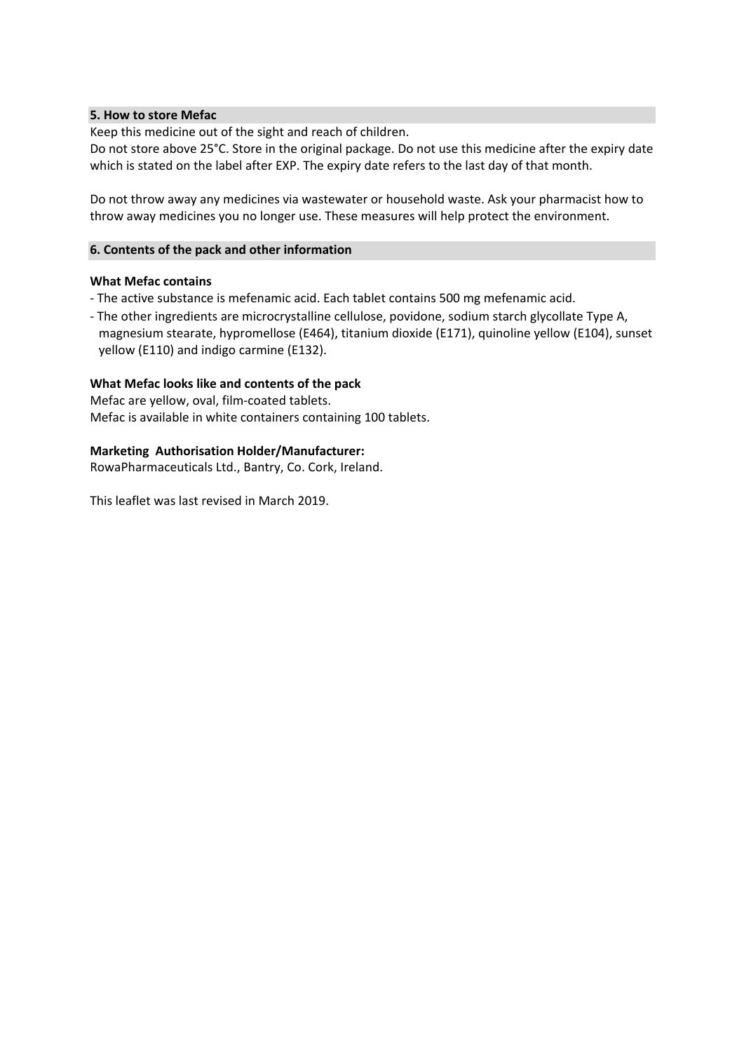## 5. How to store Mefac

Keep this medicine out of the sight and reach of children.
Do not store above 25°C. Store in the original package. Do not use this medicine after the expiry date which is stated on the label after EXP. The expiry date refers to the last day of that month.

Do not throw away any medicines via wastewater or household waste. Ask your pharmacist how to throw away medicines you no longer use. These measures will help protect the environment.

## 6. Contents of the pack and other information

### What Mefac contains

- The active substance is mefenamic acid. Each tablet contains 500 mg mefenamic acid.
- The other ingredients are microcrystalline cellulose, povidone, sodium starch glycollate Type A, magnesium stearate, hypromellose (E464), titanium dioxide (E171), quinoline yellow (E104), sunset yellow (E110) and indigo carmine (E132).

### What Mefac looks like and contents of the pack

Mefac are yellow, oval, film-coated tablets.
Mefac is available in white containers containing 100 tablets.

**Marketing Authorisation Holder/Manufacturer:**
RowaPharmaceuticals Ltd., Bantry, Co. Cork, Ireland.

This leaflet was last revised in March 2019.